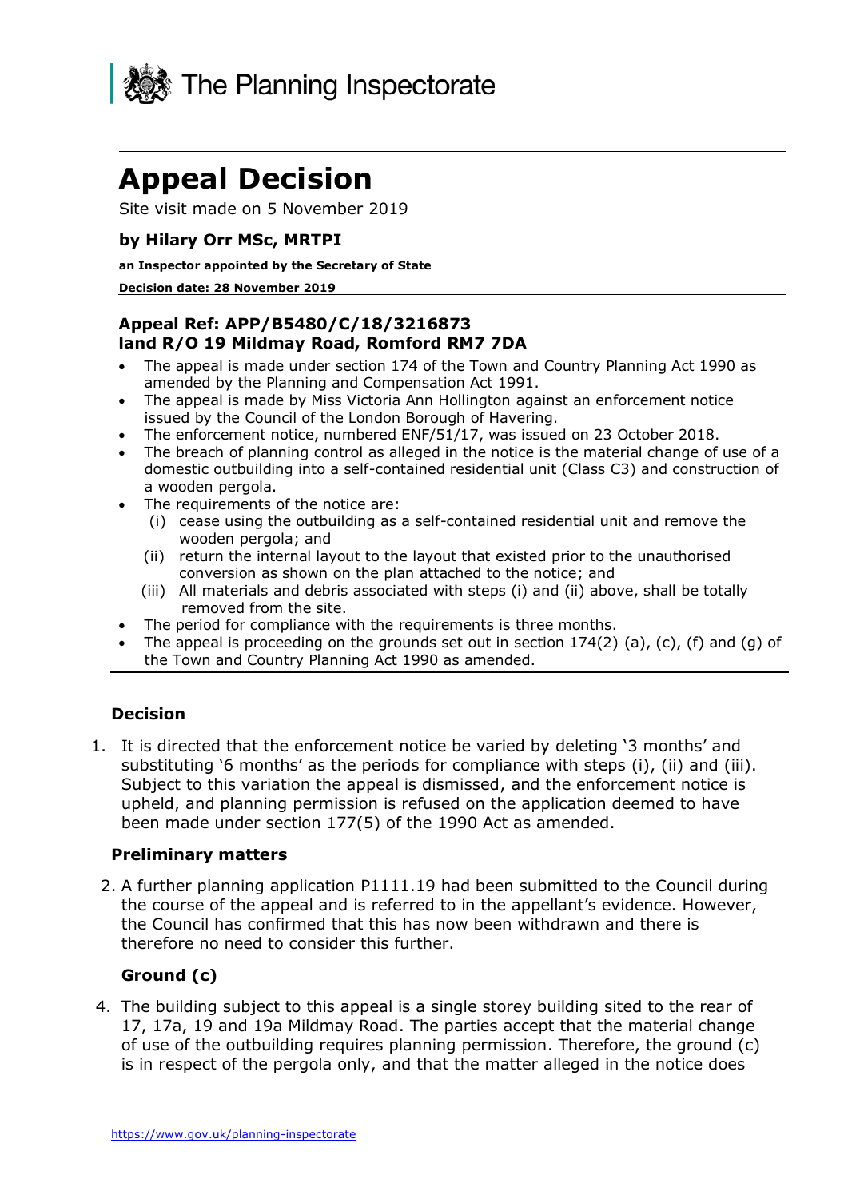The Planning Inspectorate

# Appeal Decision

Site visit made on 5 November 2019

### by Hilary Orr MSc, MRTPI

**an Inspector appointed by the Secretary of State**

**Decision date: 28 November 2019**

### Appeal Ref: APP/B5480/C/18/3216873
### land R/O 19 Mildmay Road, Romford RM7 7DA

- The appeal is made under section 174 of the Town and Country Planning Act 1990 as amended by the Planning and Compensation Act 1991.
- The appeal is made by Miss Victoria Ann Hollington against an enforcement notice issued by the Council of the London Borough of Havering.
- The enforcement notice, numbered ENF/51/17, was issued on 23 October 2018.
- The breach of planning control as alleged in the notice is the material change of use of a domestic outbuilding into a self-contained residential unit (Class C3) and construction of a wooden pergola.
- The requirements of the notice are:
  - (i) cease using the outbuilding as a self-contained residential unit and remove the wooden pergola; and
  - (ii) return the internal layout to the layout that existed prior to the unauthorised conversion as shown on the plan attached to the notice; and
  - (iii) All materials and debris associated with steps (i) and (ii) above, shall be totally removed from the site.
- The period for compliance with the requirements is three months.
- The appeal is proceeding on the grounds set out in section 174(2) (a), (c), (f) and (g) of the Town and Country Planning Act 1990 as amended.

## Decision

1. It is directed that the enforcement notice be varied by deleting '3 months' and substituting '6 months' as the periods for compliance with steps (i), (ii) and (iii). Subject to this variation the appeal is dismissed, and the enforcement notice is upheld, and planning permission is refused on the application deemed to have been made under section 177(5) of the 1990 Act as amended.

## Preliminary matters

2. A further planning application P1111.19 had been submitted to the Council during the course of the appeal and is referred to in the appellant's evidence. However, the Council has confirmed that this has now been withdrawn and there is therefore no need to consider this further.

## Ground (c)

4. The building subject to this appeal is a single storey building sited to the rear of 17, 17a, 19 and 19a Mildmay Road. The parties accept that the material change of use of the outbuilding requires planning permission. Therefore, the ground (c) is in respect of the pergola only, and that the matter alleged in the notice does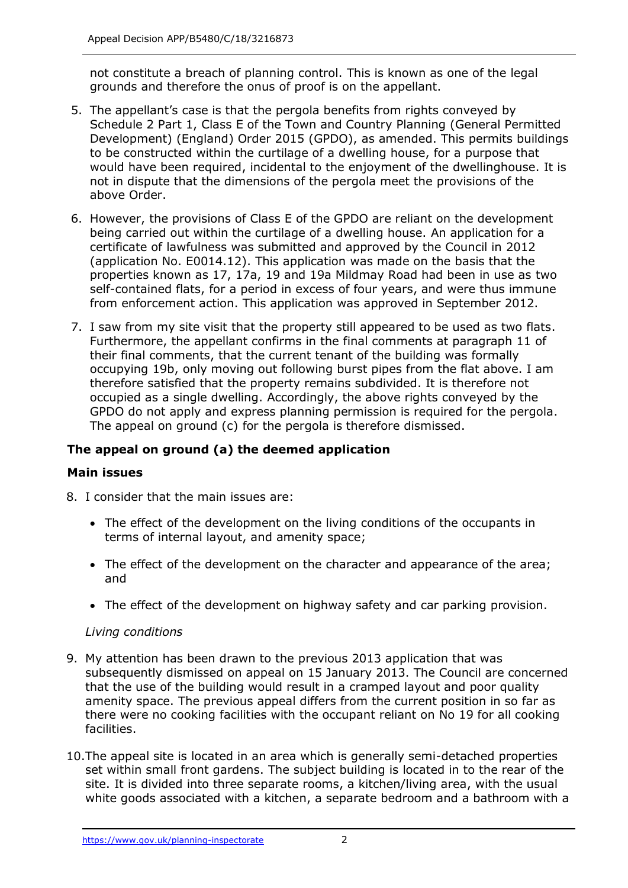not constitute a breach of planning control. This is known as one of the legal grounds and therefore the onus of proof is on the appellant.

5. The appellant's case is that the pergola benefits from rights conveyed by Schedule 2 Part 1, Class E of the Town and Country Planning (General Permitted Development) (England) Order 2015 (GPDO), as amended. This permits buildings to be constructed within the curtilage of a dwelling house, for a purpose that would have been required, incidental to the enjoyment of the dwellinghouse. It is not in dispute that the dimensions of the pergola meet the provisions of the above Order.

6. However, the provisions of Class E of the GPDO are reliant on the development being carried out within the curtilage of a dwelling house. An application for a certificate of lawfulness was submitted and approved by the Council in 2012 (application No. E0014.12). This application was made on the basis that the properties known as 17, 17a, 19 and 19a Mildmay Road had been in use as two self-contained flats, for a period in excess of four years, and were thus immune from enforcement action. This application was approved in September 2012.

7. I saw from my site visit that the property still appeared to be used as two flats. Furthermore, the appellant confirms in the final comments at paragraph 11 of their final comments, that the current tenant of the building was formally occupying 19b, only moving out following burst pipes from the flat above. I am therefore satisfied that the property remains subdivided. It is therefore not occupied as a single dwelling. Accordingly, the above rights conveyed by the GPDO do not apply and express planning permission is required for the pergola. The appeal on ground (c) for the pergola is therefore dismissed.

## The appeal on ground (a) the deemed application

### Main issues

8. I consider that the main issues are:

   - The effect of the development on the living conditions of the occupants in terms of internal layout, and amenity space;
   - The effect of the development on the character and appearance of the area; and
   - The effect of the development on highway safety and car parking provision.

*Living conditions*

9. My attention has been drawn to the previous 2013 application that was subsequently dismissed on appeal on 15 January 2013. The Council are concerned that the use of the building would result in a cramped layout and poor quality amenity space. The previous appeal differs from the current position in so far as there were no cooking facilities with the occupant reliant on No 19 for all cooking facilities.

10. The appeal site is located in an area which is generally semi-detached properties set within small front gardens. The subject building is located in to the rear of the site. It is divided into three separate rooms, a kitchen/living area, with the usual white goods associated with a kitchen, a separate bedroom and a bathroom with a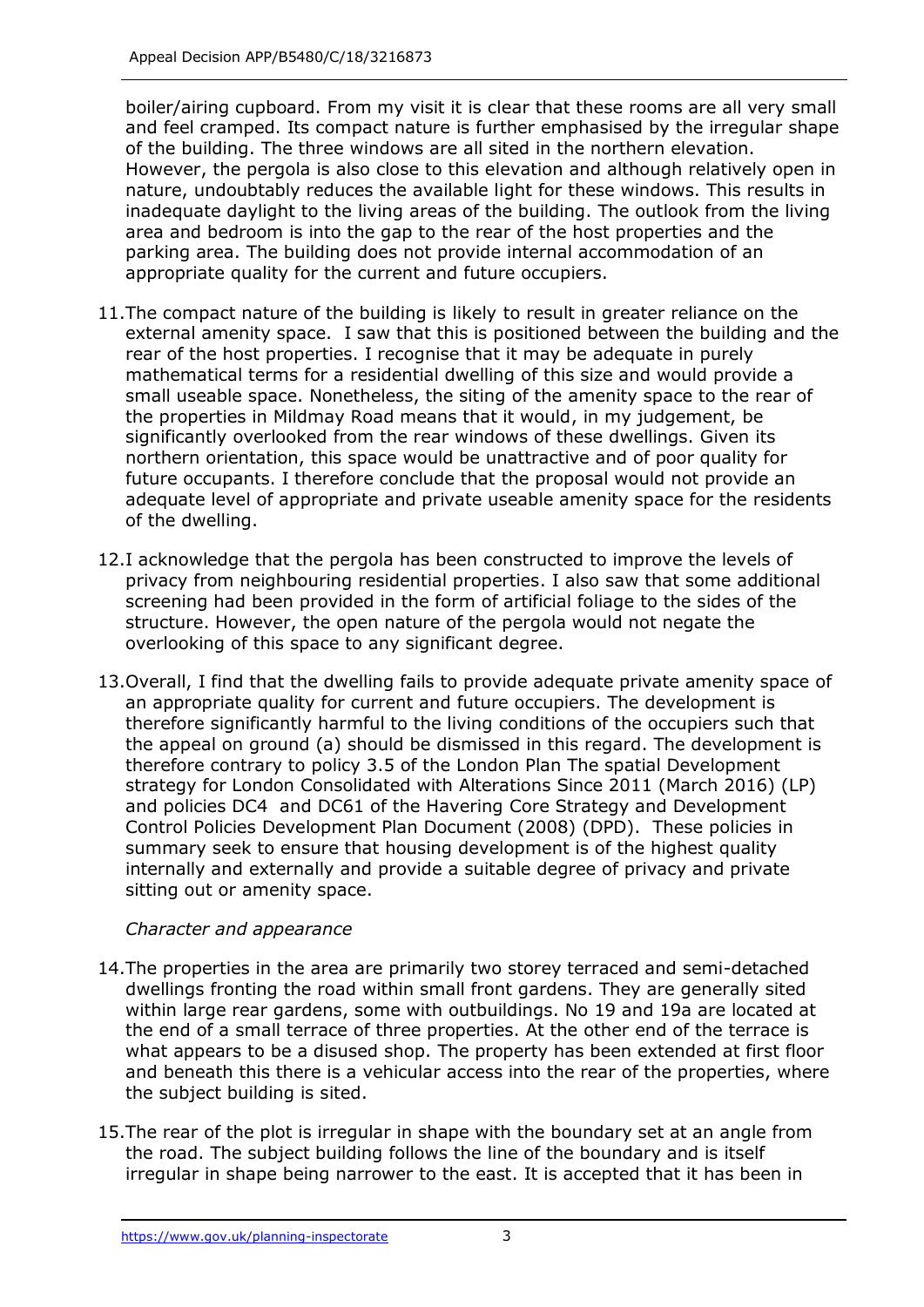boiler/airing cupboard. From my visit it is clear that these rooms are all very small and feel cramped. Its compact nature is further emphasised by the irregular shape of the building. The three windows are all sited in the northern elevation. However, the pergola is also close to this elevation and although relatively open in nature, undoubtably reduces the available light for these windows. This results in inadequate daylight to the living areas of the building. The outlook from the living area and bedroom is into the gap to the rear of the host properties and the parking area. The building does not provide internal accommodation of an appropriate quality for the current and future occupiers.

11. The compact nature of the building is likely to result in greater reliance on the external amenity space. I saw that this is positioned between the building and the rear of the host properties. I recognise that it may be adequate in purely mathematical terms for a residential dwelling of this size and would provide a small useable space. Nonetheless, the siting of the amenity space to the rear of the properties in Mildmay Road means that it would, in my judgement, be significantly overlooked from the rear windows of these dwellings. Given its northern orientation, this space would be unattractive and of poor quality for future occupants. I therefore conclude that the proposal would not provide an adequate level of appropriate and private useable amenity space for the residents of the dwelling.

12. I acknowledge that the pergola has been constructed to improve the levels of privacy from neighbouring residential properties. I also saw that some additional screening had been provided in the form of artificial foliage to the sides of the structure. However, the open nature of the pergola would not negate the overlooking of this space to any significant degree.

13. Overall, I find that the dwelling fails to provide adequate private amenity space of an appropriate quality for current and future occupiers. The development is therefore significantly harmful to the living conditions of the occupiers such that the appeal on ground (a) should be dismissed in this regard. The development is therefore contrary to policy 3.5 of the London Plan The spatial Development strategy for London Consolidated with Alterations Since 2011 (March 2016) (LP) and policies DC4 and DC61 of the Havering Core Strategy and Development Control Policies Development Plan Document (2008) (DPD). These policies in summary seek to ensure that housing development is of the highest quality internally and externally and provide a suitable degree of privacy and private sitting out or amenity space.

*Character and appearance*

14. The properties in the area are primarily two storey terraced and semi-detached dwellings fronting the road within small front gardens. They are generally sited within large rear gardens, some with outbuildings. No 19 and 19a are located at the end of a small terrace of three properties. At the other end of the terrace is what appears to be a disused shop. The property has been extended at first floor and beneath this there is a vehicular access into the rear of the properties, where the subject building is sited.

15. The rear of the plot is irregular in shape with the boundary set at an angle from the road. The subject building follows the line of the boundary and is itself irregular in shape being narrower to the east. It is accepted that it has been in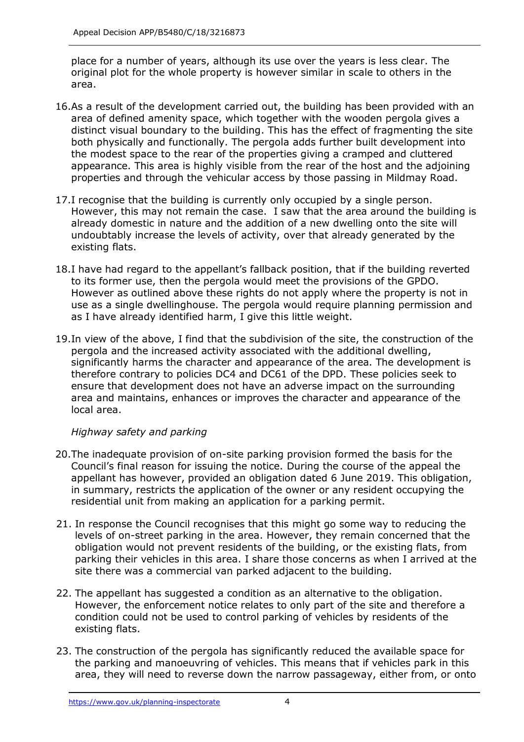place for a number of years, although its use over the years is less clear. The original plot for the whole property is however similar in scale to others in the area.

16. As a result of the development carried out, the building has been provided with an area of defined amenity space, which together with the wooden pergola gives a distinct visual boundary to the building. This has the effect of fragmenting the site both physically and functionally. The pergola adds further built development into the modest space to the rear of the properties giving a cramped and cluttered appearance. This area is highly visible from the rear of the host and the adjoining properties and through the vehicular access by those passing in Mildmay Road.

17. I recognise that the building is currently only occupied by a single person. However, this may not remain the case. I saw that the area around the building is already domestic in nature and the addition of a new dwelling onto the site will undoubtably increase the levels of activity, over that already generated by the existing flats.

18. I have had regard to the appellant's fallback position, that if the building reverted to its former use, then the pergola would meet the provisions of the GPDO. However as outlined above these rights do not apply where the property is not in use as a single dwellinghouse. The pergola would require planning permission and as I have already identified harm, I give this little weight.

19. In view of the above, I find that the subdivision of the site, the construction of the pergola and the increased activity associated with the additional dwelling, significantly harms the character and appearance of the area. The development is therefore contrary to policies DC4 and DC61 of the DPD. These policies seek to ensure that development does not have an adverse impact on the surrounding area and maintains, enhances or improves the character and appearance of the local area.

*Highway safety and parking*

20. The inadequate provision of on-site parking provision formed the basis for the Council's final reason for issuing the notice. During the course of the appeal the appellant has however, provided an obligation dated 6 June 2019. This obligation, in summary, restricts the application of the owner or any resident occupying the residential unit from making an application for a parking permit.

21. In response the Council recognises that this might go some way to reducing the levels of on-street parking in the area. However, they remain concerned that the obligation would not prevent residents of the building, or the existing flats, from parking their vehicles in this area. I share those concerns as when I arrived at the site there was a commercial van parked adjacent to the building.

22. The appellant has suggested a condition as an alternative to the obligation. However, the enforcement notice relates to only part of the site and therefore a condition could not be used to control parking of vehicles by residents of the existing flats.

23. The construction of the pergola has significantly reduced the available space for the parking and manoeuvring of vehicles. This means that if vehicles park in this area, they will need to reverse down the narrow passageway, either from, or onto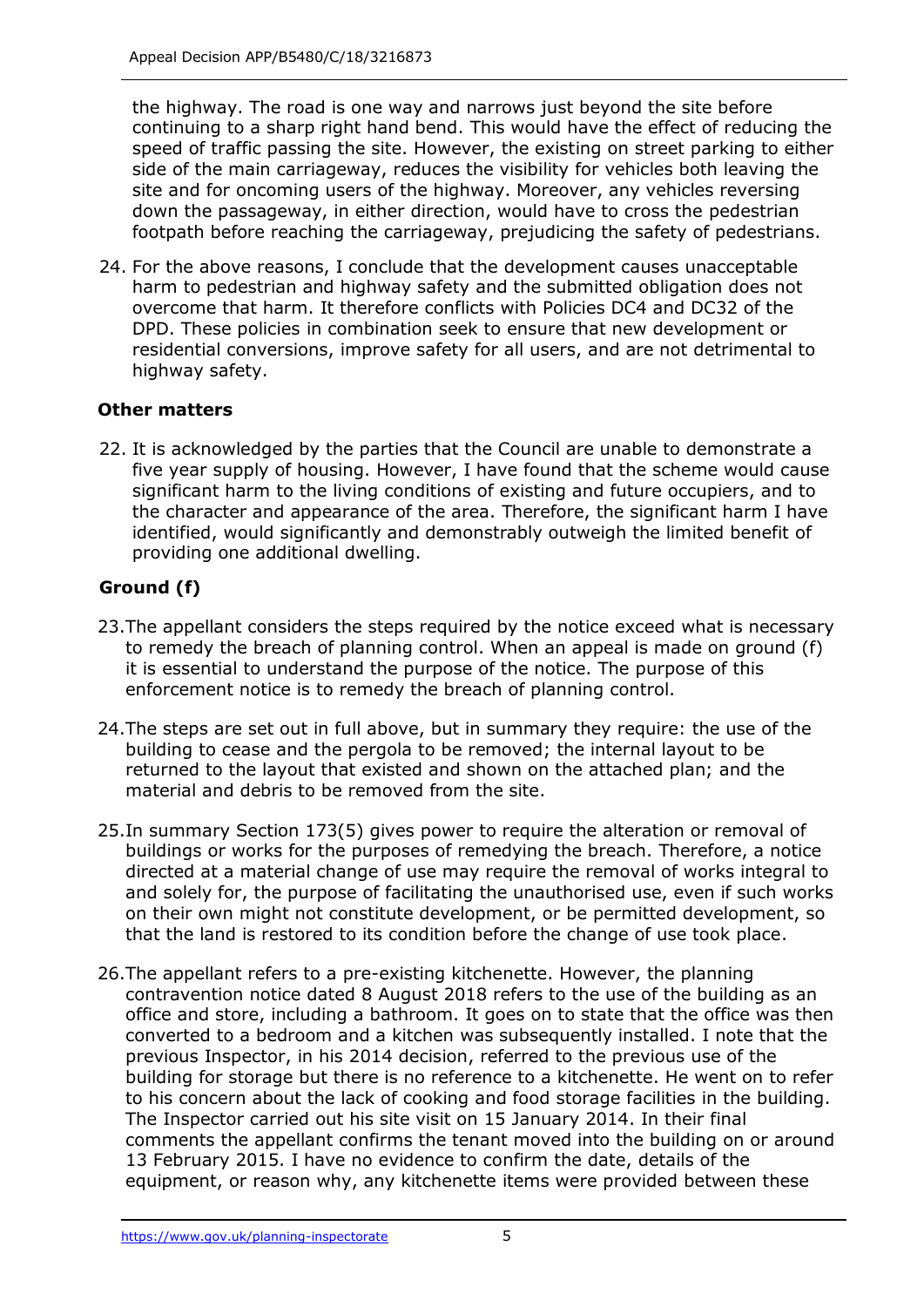the highway. The road is one way and narrows just beyond the site before continuing to a sharp right hand bend. This would have the effect of reducing the speed of traffic passing the site. However, the existing on street parking to either side of the main carriageway, reduces the visibility for vehicles both leaving the site and for oncoming users of the highway. Moreover, any vehicles reversing down the passageway, in either direction, would have to cross the pedestrian footpath before reaching the carriageway, prejudicing the safety of pedestrians.

24. For the above reasons, I conclude that the development causes unacceptable harm to pedestrian and highway safety and the submitted obligation does not overcome that harm. It therefore conflicts with Policies DC4 and DC32 of the DPD. These policies in combination seek to ensure that new development or residential conversions, improve safety for all users, and are not detrimental to highway safety.

### Other matters

22. It is acknowledged by the parties that the Council are unable to demonstrate a five year supply of housing. However, I have found that the scheme would cause significant harm to the living conditions of existing and future occupiers, and to the character and appearance of the area. Therefore, the significant harm I have identified, would significantly and demonstrably outweigh the limited benefit of providing one additional dwelling.

### Ground (f)

23. The appellant considers the steps required by the notice exceed what is necessary to remedy the breach of planning control. When an appeal is made on ground (f) it is essential to understand the purpose of the notice. The purpose of this enforcement notice is to remedy the breach of planning control.

24. The steps are set out in full above, but in summary they require: the use of the building to cease and the pergola to be removed; the internal layout to be returned to the layout that existed and shown on the attached plan; and the material and debris to be removed from the site.

25. In summary Section 173(5) gives power to require the alteration or removal of buildings or works for the purposes of remedying the breach. Therefore, a notice directed at a material change of use may require the removal of works integral to and solely for, the purpose of facilitating the unauthorised use, even if such works on their own might not constitute development, or be permitted development, so that the land is restored to its condition before the change of use took place.

26. The appellant refers to a pre-existing kitchenette. However, the planning contravention notice dated 8 August 2018 refers to the use of the building as an office and store, including a bathroom. It goes on to state that the office was then converted to a bedroom and a kitchen was subsequently installed. I note that the previous Inspector, in his 2014 decision, referred to the previous use of the building for storage but there is no reference to a kitchenette. He went on to refer to his concern about the lack of cooking and food storage facilities in the building. The Inspector carried out his site visit on 15 January 2014. In their final comments the appellant confirms the tenant moved into the building on or around 13 February 2015. I have no evidence to confirm the date, details of the equipment, or reason why, any kitchenette items were provided between these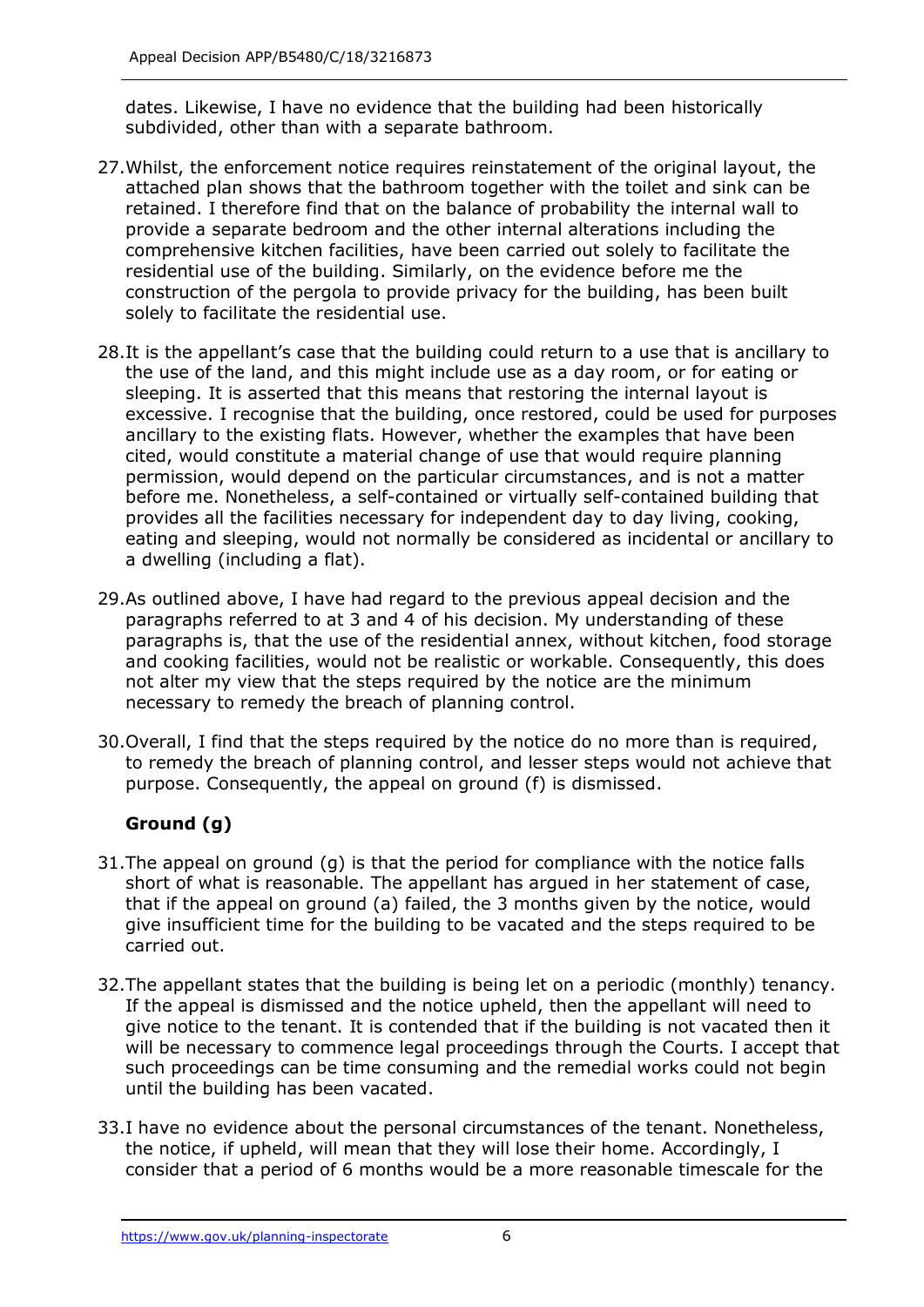dates. Likewise, I have no evidence that the building had been historically subdivided, other than with a separate bathroom.

27. Whilst, the enforcement notice requires reinstatement of the original layout, the attached plan shows that the bathroom together with the toilet and sink can be retained. I therefore find that on the balance of probability the internal wall to provide a separate bedroom and the other internal alterations including the comprehensive kitchen facilities, have been carried out solely to facilitate the residential use of the building. Similarly, on the evidence before me the construction of the pergola to provide privacy for the building, has been built solely to facilitate the residential use.

28. It is the appellant's case that the building could return to a use that is ancillary to the use of the land, and this might include use as a day room, or for eating or sleeping. It is asserted that this means that restoring the internal layout is excessive. I recognise that the building, once restored, could be used for purposes ancillary to the existing flats. However, whether the examples that have been cited, would constitute a material change of use that would require planning permission, would depend on the particular circumstances, and is not a matter before me. Nonetheless, a self-contained or virtually self-contained building that provides all the facilities necessary for independent day to day living, cooking, eating and sleeping, would not normally be considered as incidental or ancillary to a dwelling (including a flat).

29. As outlined above, I have had regard to the previous appeal decision and the paragraphs referred to at 3 and 4 of his decision. My understanding of these paragraphs is, that the use of the residential annex, without kitchen, food storage and cooking facilities, would not be realistic or workable. Consequently, this does not alter my view that the steps required by the notice are the minimum necessary to remedy the breach of planning control.

30. Overall, I find that the steps required by the notice do no more than is required, to remedy the breach of planning control, and lesser steps would not achieve that purpose. Consequently, the appeal on ground (f) is dismissed.

### Ground (g)

31. The appeal on ground (g) is that the period for compliance with the notice falls short of what is reasonable. The appellant has argued in her statement of case, that if the appeal on ground (a) failed, the 3 months given by the notice, would give insufficient time for the building to be vacated and the steps required to be carried out.

32. The appellant states that the building is being let on a periodic (monthly) tenancy. If the appeal is dismissed and the notice upheld, then the appellant will need to give notice to the tenant. It is contended that if the building is not vacated then it will be necessary to commence legal proceedings through the Courts. I accept that such proceedings can be time consuming and the remedial works could not begin until the building has been vacated.

33. I have no evidence about the personal circumstances of the tenant. Nonetheless, the notice, if upheld, will mean that they will lose their home. Accordingly, I consider that a period of 6 months would be a more reasonable timescale for the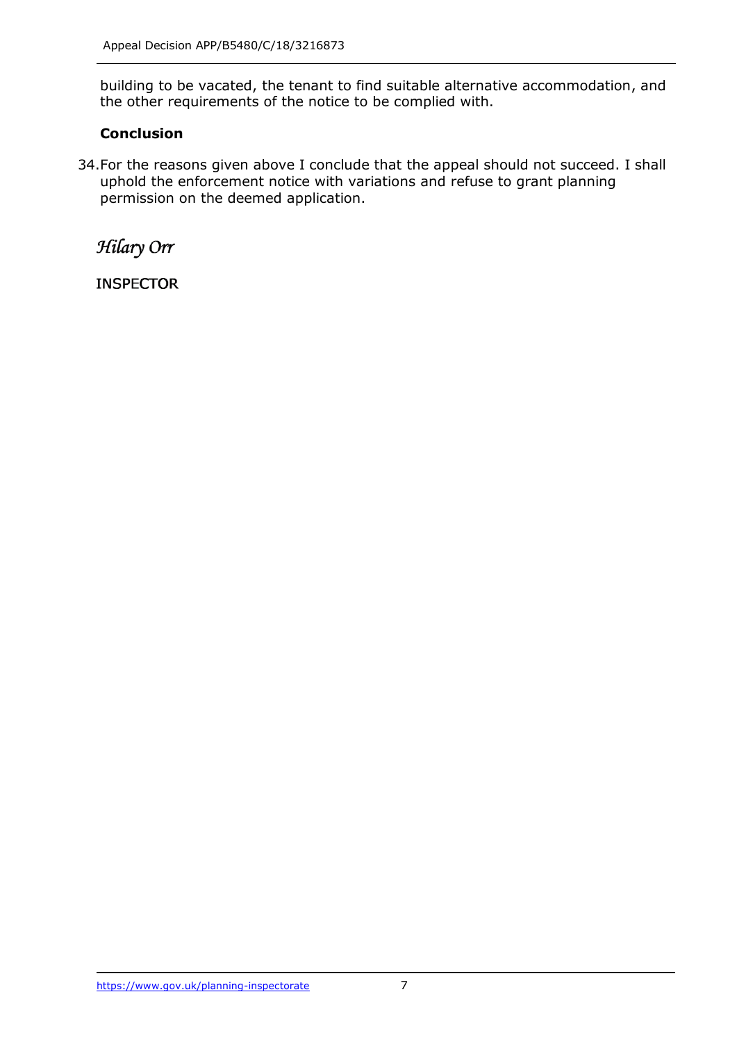building to be vacated, the tenant to find suitable alternative accommodation, and the other requirements of the notice to be complied with.

### Conclusion

34. For the reasons given above I conclude that the appeal should not succeed. I shall uphold the enforcement notice with variations and refuse to grant planning permission on the deemed application.

*Hilary Orr*

INSPECTOR